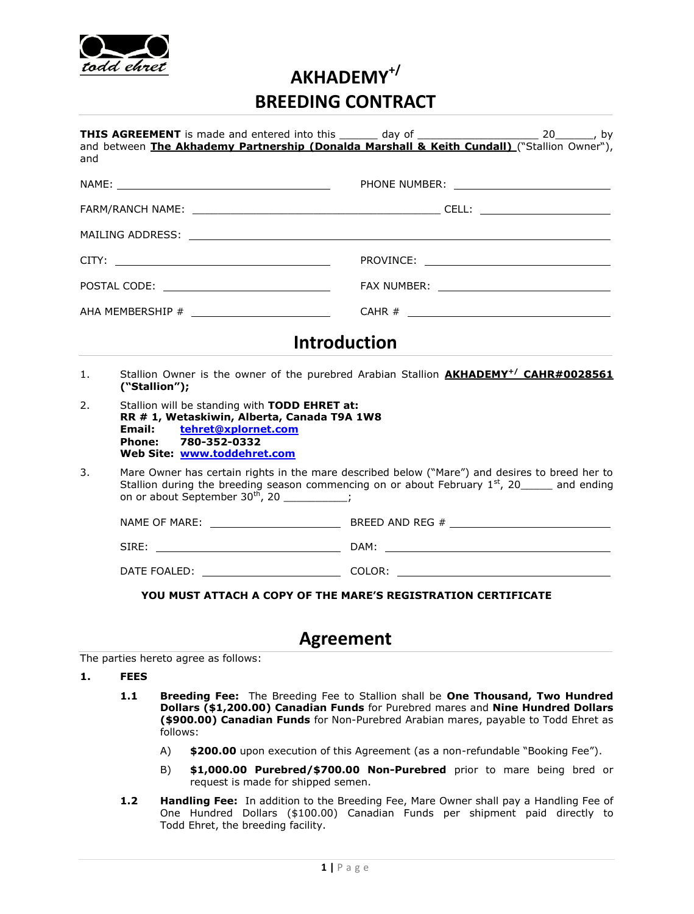# AKHADEMY+/
# BREEDING CONTRACT

**THIS AGREEMENT** is made and entered into this ______ day of __________________ 20______, by and between **The Akhademy Partnership (Donalda Marshall & Keith Cundall)** ("Stallion Owner"), and

NAME: ______________________________ PHONE NUMBER: ______________________

FARM/RANCH NAME: ______________________________ CELL: ______________________

MAILING ADDRESS: ______________________________________________________

CITY: ______________________________ PROVINCE: ______________________

POSTAL CODE: ______________________________ FAX NUMBER: ______________________

AHA MEMBERSHIP # ______________________ CAHR # ______________________

## Introduction

1. Stallion Owner is the owner of the purebred Arabian Stallion **AKHADEMY+/ CAHR#0028561 ("Stallion");**

2. Stallion will be standing with **TODD EHRET at:**
   **RR # 1, Wetaskiwin, Alberta, Canada T9A 1W8**
   **Email:** tehret@xplornet.com
   **Phone:** 780-352-0332
   **Web Site:** www.toddehret.com

3. Mare Owner has certain rights in the mare described below ("Mare") and desires to breed her to Stallion during the breeding season commencing on or about February 1st, 20_____ and ending on or about September 30th, 20 __________;

   NAME OF MARE: ______________________ BREED AND REG # ______________________

   SIRE: ______________________ DAM: ______________________

   DATE FOALED: ______________________ COLOR: ______________________

**YOU MUST ATTACH A COPY OF THE MARE'S REGISTRATION CERTIFICATE**

## Agreement

The parties hereto agree as follows:

**1. FEES**

**1.1 Breeding Fee:** The Breeding Fee to Stallion shall be **One Thousand, Two Hundred Dollars ($1,200.00) Canadian Funds** for Purebred mares and **Nine Hundred Dollars ($900.00) Canadian Funds** for Non-Purebred Arabian mares, payable to Todd Ehret as follows:

A) **$200.00** upon execution of this Agreement (as a non-refundable "Booking Fee").

B) **$1,000.00 Purebred/$700.00 Non-Purebred** prior to mare being bred or request is made for shipped semen.

**1.2 Handling Fee:** In addition to the Breeding Fee, Mare Owner shall pay a Handling Fee of One Hundred Dollars ($100.00) Canadian Funds per shipment paid directly to Todd Ehret, the breeding facility.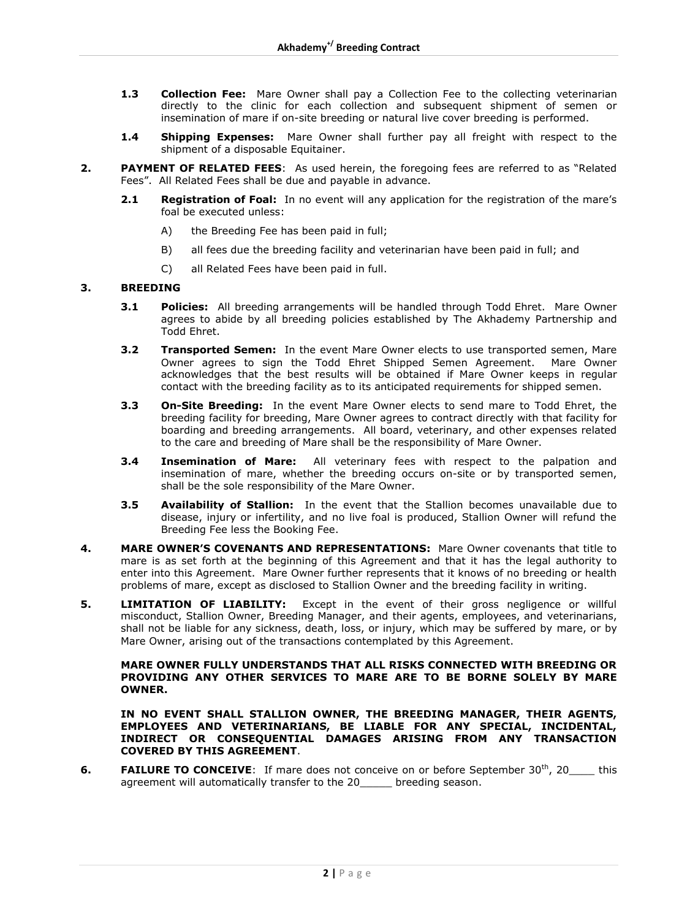**1.3 Collection Fee:** Mare Owner shall pay a Collection Fee to the collecting veterinarian directly to the clinic for each collection and subsequent shipment of semen or insemination of mare if on-site breeding or natural live cover breeding is performed.

**1.4 Shipping Expenses:** Mare Owner shall further pay all freight with respect to the shipment of a disposable Equitainer.

**2. PAYMENT OF RELATED FEES**: As used herein, the foregoing fees are referred to as "Related Fees". All Related Fees shall be due and payable in advance.

**2.1 Registration of Foal:** In no event will any application for the registration of the mare's foal be executed unless:

A) the Breeding Fee has been paid in full;

B) all fees due the breeding facility and veterinarian have been paid in full; and

C) all Related Fees have been paid in full.

**3. BREEDING**

**3.1 Policies:** All breeding arrangements will be handled through Todd Ehret. Mare Owner agrees to abide by all breeding policies established by The Akhademy Partnership and Todd Ehret.

**3.2 Transported Semen:** In the event Mare Owner elects to use transported semen, Mare Owner agrees to sign the Todd Ehret Shipped Semen Agreement. Mare Owner acknowledges that the best results will be obtained if Mare Owner keeps in regular contact with the breeding facility as to its anticipated requirements for shipped semen.

**3.3 On-Site Breeding:** In the event Mare Owner elects to send mare to Todd Ehret, the breeding facility for breeding, Mare Owner agrees to contract directly with that facility for boarding and breeding arrangements. All board, veterinary, and other expenses related to the care and breeding of Mare shall be the responsibility of Mare Owner.

**3.4 Insemination of Mare:** All veterinary fees with respect to the palpation and insemination of mare, whether the breeding occurs on-site or by transported semen, shall be the sole responsibility of the Mare Owner.

**3.5 Availability of Stallion:** In the event that the Stallion becomes unavailable due to disease, injury or infertility, and no live foal is produced, Stallion Owner will refund the Breeding Fee less the Booking Fee.

**4. MARE OWNER'S COVENANTS AND REPRESENTATIONS:** Mare Owner covenants that title to mare is as set forth at the beginning of this Agreement and that it has the legal authority to enter into this Agreement. Mare Owner further represents that it knows of no breeding or health problems of mare, except as disclosed to Stallion Owner and the breeding facility in writing.

**5. LIMITATION OF LIABILITY:** Except in the event of their gross negligence or willful misconduct, Stallion Owner, Breeding Manager, and their agents, employees, and veterinarians, shall not be liable for any sickness, death, loss, or injury, which may be suffered by mare, or by Mare Owner, arising out of the transactions contemplated by this Agreement.

**MARE OWNER FULLY UNDERSTANDS THAT ALL RISKS CONNECTED WITH BREEDING OR PROVIDING ANY OTHER SERVICES TO MARE ARE TO BE BORNE SOLELY BY MARE OWNER.**

**IN NO EVENT SHALL STALLION OWNER, THE BREEDING MANAGER, THEIR AGENTS, EMPLOYEES AND VETERINARIANS, BE LIABLE FOR ANY SPECIAL, INCIDENTAL, INDIRECT OR CONSEQUENTIAL DAMAGES ARISING FROM ANY TRANSACTION COVERED BY THIS AGREEMENT**.

**6. FAILURE TO CONCEIVE**: If mare does not conceive on or before September 30th, 20____ this agreement will automatically transfer to the 20_____ breeding season.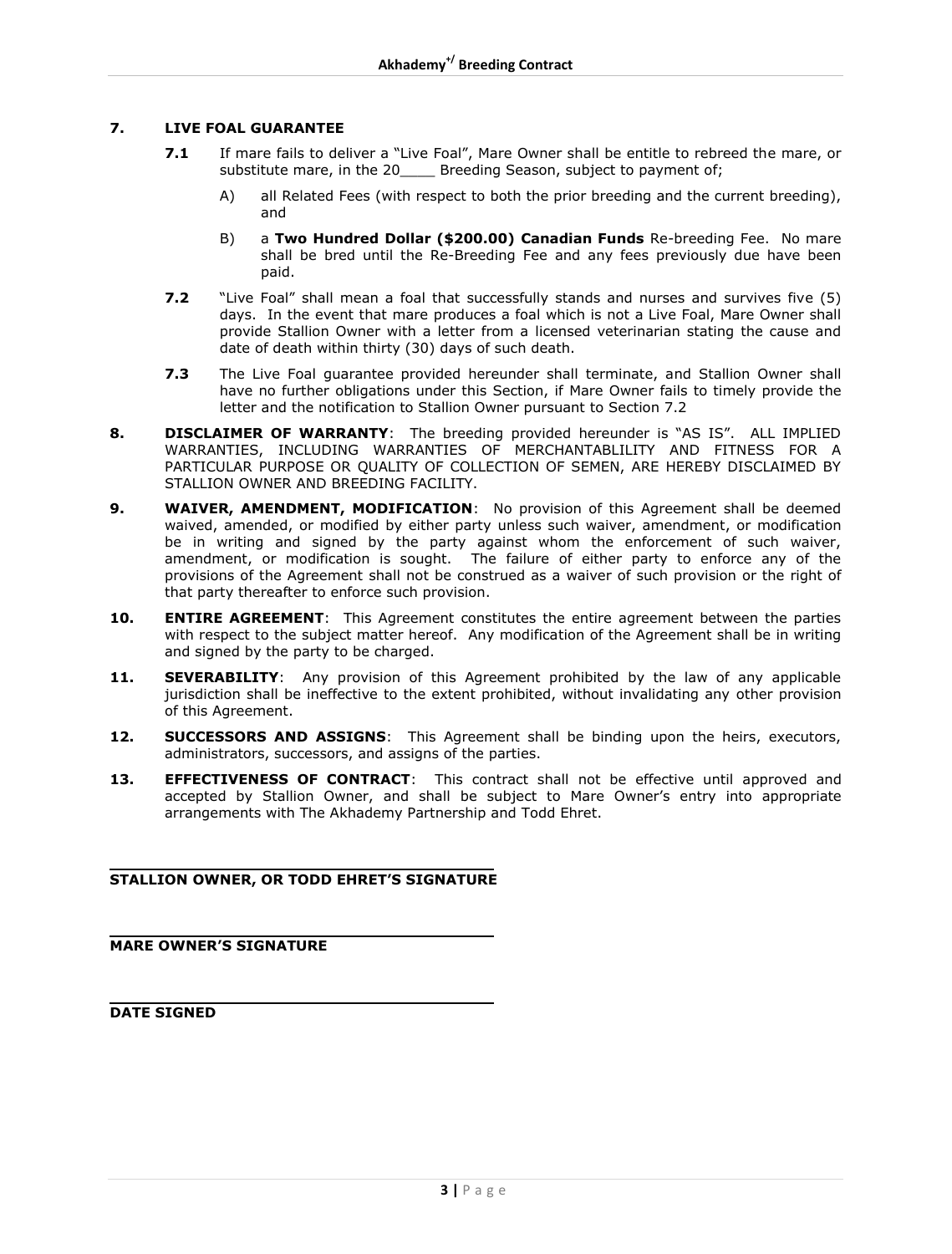**7. LIVE FOAL GUARANTEE**

**7.1** If mare fails to deliver a "Live Foal", Mare Owner shall be entitle to rebreed the mare, or substitute mare, in the 20____ Breeding Season, subject to payment of;

A) all Related Fees (with respect to both the prior breeding and the current breeding), and

B) a **Two Hundred Dollar ($200.00) Canadian Funds** Re-breeding Fee. No mare shall be bred until the Re-Breeding Fee and any fees previously due have been paid.

**7.2** "Live Foal" shall mean a foal that successfully stands and nurses and survives five (5) days. In the event that mare produces a foal which is not a Live Foal, Mare Owner shall provide Stallion Owner with a letter from a licensed veterinarian stating the cause and date of death within thirty (30) days of such death.

**7.3** The Live Foal guarantee provided hereunder shall terminate, and Stallion Owner shall have no further obligations under this Section, if Mare Owner fails to timely provide the letter and the notification to Stallion Owner pursuant to Section 7.2

**8. DISCLAIMER OF WARRANTY**: The breeding provided hereunder is "AS IS". ALL IMPLIED WARRANTIES, INCLUDING WARRANTIES OF MERCHANTABLILITY AND FITNESS FOR A PARTICULAR PURPOSE OR QUALITY OF COLLECTION OF SEMEN, ARE HEREBY DISCLAIMED BY STALLION OWNER AND BREEDING FACILITY.

**9. WAIVER, AMENDMENT, MODIFICATION**: No provision of this Agreement shall be deemed waived, amended, or modified by either party unless such waiver, amendment, or modification be in writing and signed by the party against whom the enforcement of such waiver, amendment, or modification is sought. The failure of either party to enforce any of the provisions of the Agreement shall not be construed as a waiver of such provision or the right of that party thereafter to enforce such provision.

**10. ENTIRE AGREEMENT**: This Agreement constitutes the entire agreement between the parties with respect to the subject matter hereof. Any modification of the Agreement shall be in writing and signed by the party to be charged.

**11. SEVERABILITY**: Any provision of this Agreement prohibited by the law of any applicable jurisdiction shall be ineffective to the extent prohibited, without invalidating any other provision of this Agreement.

**12. SUCCESSORS AND ASSIGNS**: This Agreement shall be binding upon the heirs, executors, administrators, successors, and assigns of the parties.

**13. EFFECTIVENESS OF CONTRACT**: This contract shall not be effective until approved and accepted by Stallion Owner, and shall be subject to Mare Owner's entry into appropriate arrangements with The Akhademy Partnership and Todd Ehret.

\_\_\_\_\_\_\_\_\_\_\_\_\_\_\_\_\_\_\_\_\_\_\_\_\_\_\_\_\_\_\_\_\_\_\_\_\_\_\_\_

**STALLION OWNER, OR TODD EHRET'S SIGNATURE**

\_\_\_\_\_\_\_\_\_\_\_\_\_\_\_\_\_\_\_\_\_\_\_\_\_\_\_\_\_\_\_\_\_\_\_\_\_\_\_\_

**MARE OWNER'S SIGNATURE**

\_\_\_\_\_\_\_\_\_\_\_\_\_\_\_\_\_\_\_\_\_\_\_\_\_\_\_\_\_\_\_\_\_\_\_\_\_\_\_\_

**DATE SIGNED**